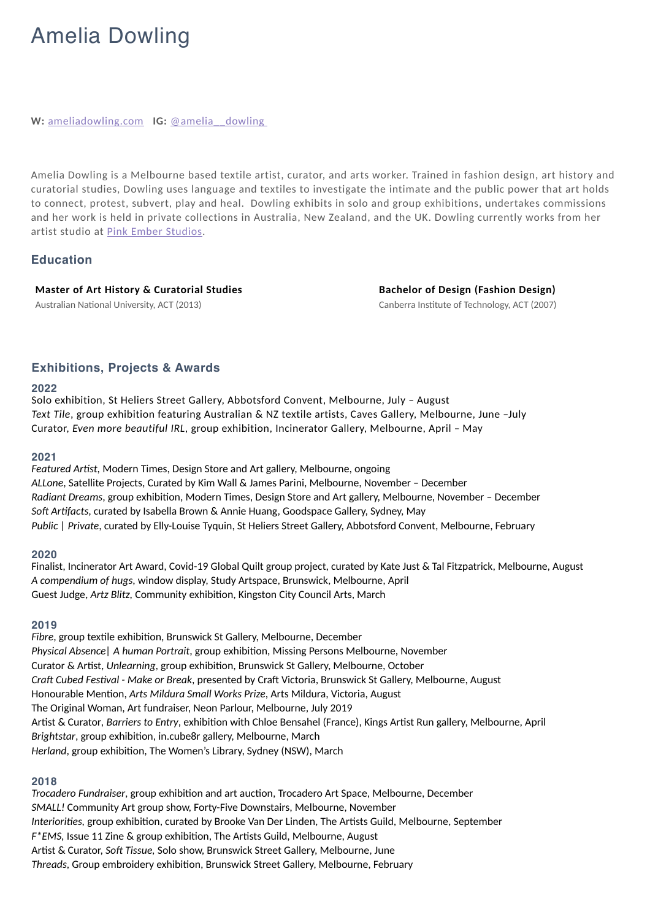# Amelia Dowling

**W:** [ameliadowling.com](ameliadowling.com) **IG:** [@amelia__dowling](@amelia__dowling)

Amelia Dowling is a Melbourne based textile artist, curator, and arts worker. Trained in fashion design, art history and curatorial studies, Dowling uses language and textiles to investigate the intimate and the public power that art holds to connect, protest, subvert, play and heal. Dowling exhibits in solo and group exhibitions, undertakes commissions and her work is held in private collections in Australia, New Zealand, and the UK. Dowling currently works from her artist studio at [Pink Ember Studios](Pink Ember Studios).

## Education

**Master of Art History & Curatorial Studies**
Australian National University, ACT (2013)

**Bachelor of Design (Fashion Design)**
Canberra Institute of Technology, ACT (2007)

## Exhibitions, Projects & Awards

### 2022

Solo exhibition, St Heliers Street Gallery, Abbotsford Convent, Melbourne, July – August
*Text Tile*, group exhibition featuring Australian & NZ textile artists, Caves Gallery, Melbourne, June –July
Curator, *Even more beautiful IRL*, group exhibition, Incinerator Gallery, Melbourne, April – May

### 2021

*Featured Artist*, Modern Times, Design Store and Art gallery, Melbourne, ongoing
*ALLone*, Satellite Projects, Curated by Kim Wall & James Parini, Melbourne, November – December
*Radiant Dreams*, group exhibition, Modern Times, Design Store and Art gallery, Melbourne, November – December
*Soft Artifacts*, curated by Isabella Brown & Annie Huang, Goodspace Gallery, Sydney, May
*Public | Private*, curated by Elly-Louise Tyquin, St Heliers Street Gallery, Abbotsford Convent, Melbourne, February

### 2020

Finalist, Incinerator Art Award, Covid-19 Global Quilt group project, curated by Kate Just & Tal Fitzpatrick, Melbourne, August
*A compendium of hugs*, window display, Study Artspace, Brunswick, Melbourne, April
Guest Judge, *Artz Blitz*, Community exhibition, Kingston City Council Arts, March

### 2019

*Fibre*, group textile exhibition, Brunswick St Gallery, Melbourne, December
*Physical Absence| A human Portrait*, group exhibition, Missing Persons Melbourne, November
Curator & Artist, *Unlearning*, group exhibition, Brunswick St Gallery, Melbourne, October
*Craft Cubed Festival - Make or Break*, presented by Craft Victoria, Brunswick St Gallery, Melbourne, August
Honourable Mention, *Arts Mildura Small Works Prize*, Arts Mildura, Victoria, August
The Original Woman, Art fundraiser, Neon Parlour, Melbourne, July 2019
Artist & Curator, *Barriers to Entry*, exhibition with Chloe Bensahel (France), Kings Artist Run gallery, Melbourne, April
*Brightstar*, group exhibition, in.cube8r gallery, Melbourne, March
*Herland*, group exhibition, The Women's Library, Sydney (NSW), March

### 2018

*Trocadero Fundraiser*, group exhibition and art auction, Trocadero Art Space, Melbourne, December
*SMALL!* Community Art group show, Forty-Five Downstairs, Melbourne, November
*Interiorities*, group exhibition, curated by Brooke Van Der Linden, The Artists Guild, Melbourne, September
*F*EMS*, Issue 11 Zine & group exhibition, The Artists Guild, Melbourne, August
Artist & Curator, *Soft Tissue*, Solo show, Brunswick Street Gallery, Melbourne, June
*Threads*, Group embroidery exhibition, Brunswick Street Gallery, Melbourne, February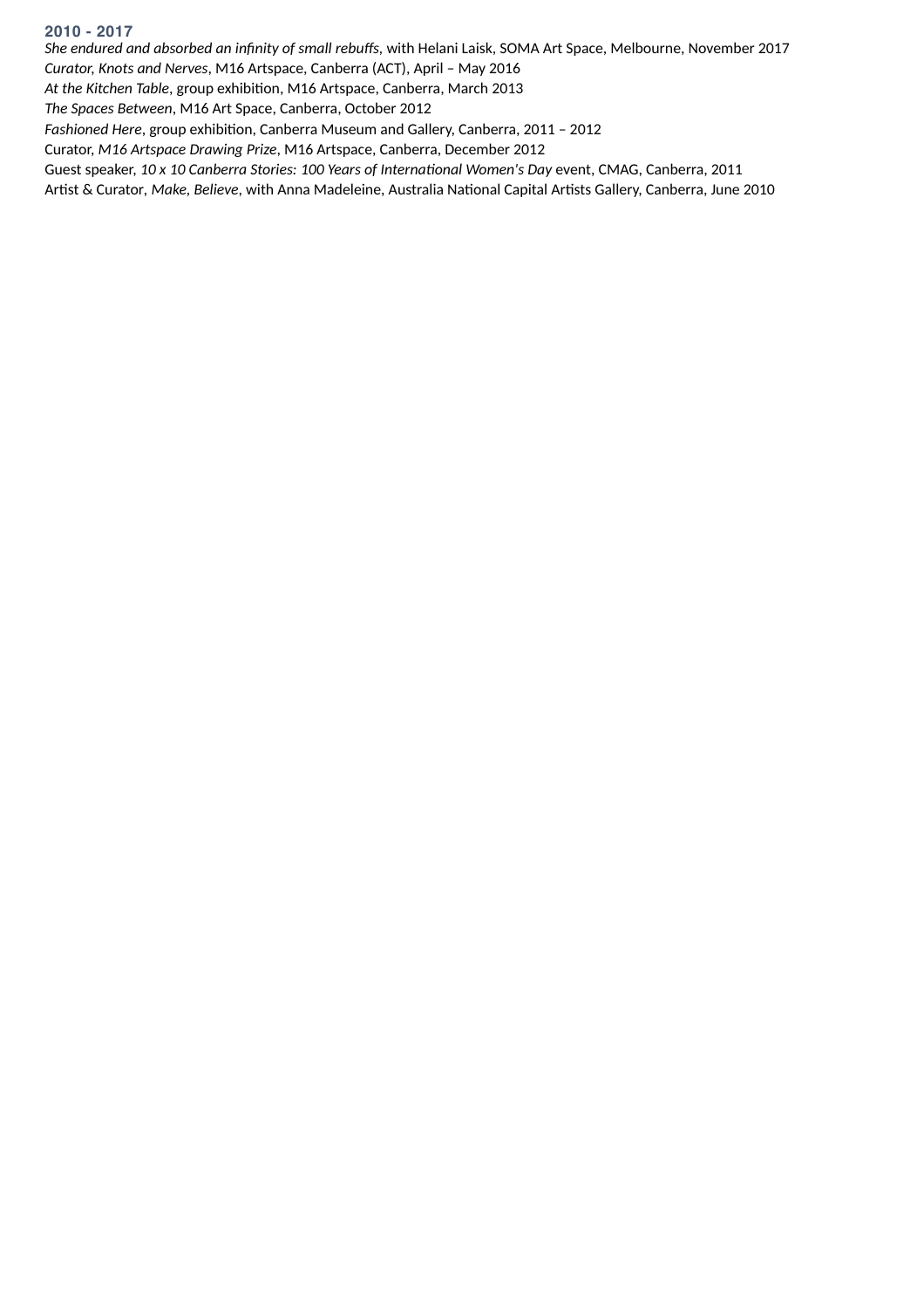### 2010 - 2017

*She endured and absorbed an infinity of small rebuffs*, with Helani Laisk, SOMA Art Space, Melbourne, November 2017  
*Curator, Knots and Nerves*, M16 Artspace, Canberra (ACT), April – May 2016  
*At the Kitchen Table*, group exhibition, M16 Artspace, Canberra, March 2013  
*The Spaces Between*, M16 Art Space, Canberra, October 2012  
*Fashioned Here*, group exhibition, Canberra Museum and Gallery, Canberra, 2011 – 2012  
Curator, *M16 Artspace Drawing Prize*, M16 Artspace, Canberra, December 2012  
Guest speaker, *10 x 10 Canberra Stories: 100 Years of International Women's Day* event, CMAG, Canberra, 2011  
Artist & Curator, *Make, Believe*, with Anna Madeleine, Australia National Capital Artists Gallery, Canberra, June 2010